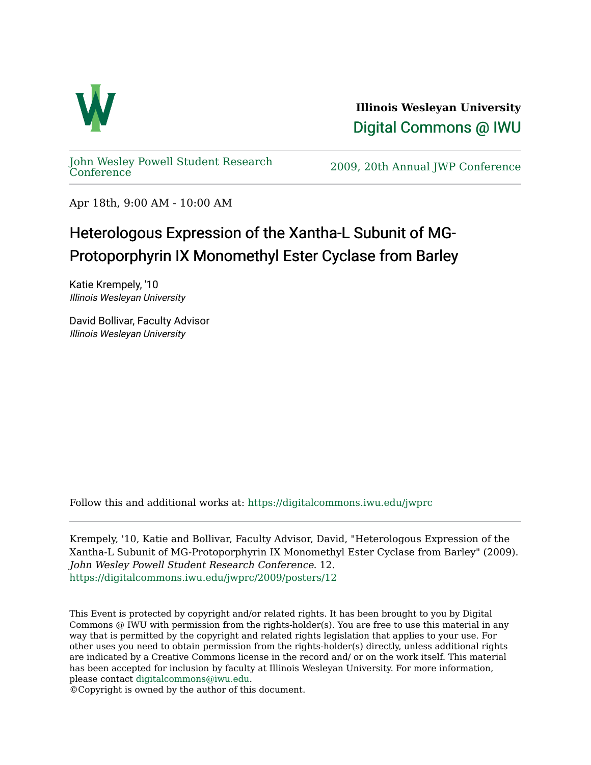**Illinois Wesleyan University**

Digital Commons @ IWU

John Wesley Powell Student Research Conference

2009, 20th Annual JWP Conference

Apr 18th, 9:00 AM - 10:00 AM

# Heterologous Expression of the Xantha-L Subunit of MG-Protoporphyrin IX Monomethyl Ester Cyclase from Barley

Katie Krempely, '10
*Illinois Wesleyan University*

David Bollivar, Faculty Advisor
*Illinois Wesleyan University*

Follow this and additional works at: https://digitalcommons.iwu.edu/jwprc

Krempely, '10, Katie and Bollivar, Faculty Advisor, David, "Heterologous Expression of the Xantha-L Subunit of MG-Protoporphyrin IX Monomethyl Ester Cyclase from Barley" (2009). *John Wesley Powell Student Research Conference*. 12.
https://digitalcommons.iwu.edu/jwprc/2009/posters/12

This Event is protected by copyright and/or related rights. It has been brought to you by Digital Commons @ IWU with permission from the rights-holder(s). You are free to use this material in any way that is permitted by the copyright and related rights legislation that applies to your use. For other uses you need to obtain permission from the rights-holder(s) directly, unless additional rights are indicated by a Creative Commons license in the record and/ or on the work itself. This material has been accepted for inclusion by faculty at Illinois Wesleyan University. For more information, please contact digitalcommons@iwu.edu.
©Copyright is owned by the author of this document.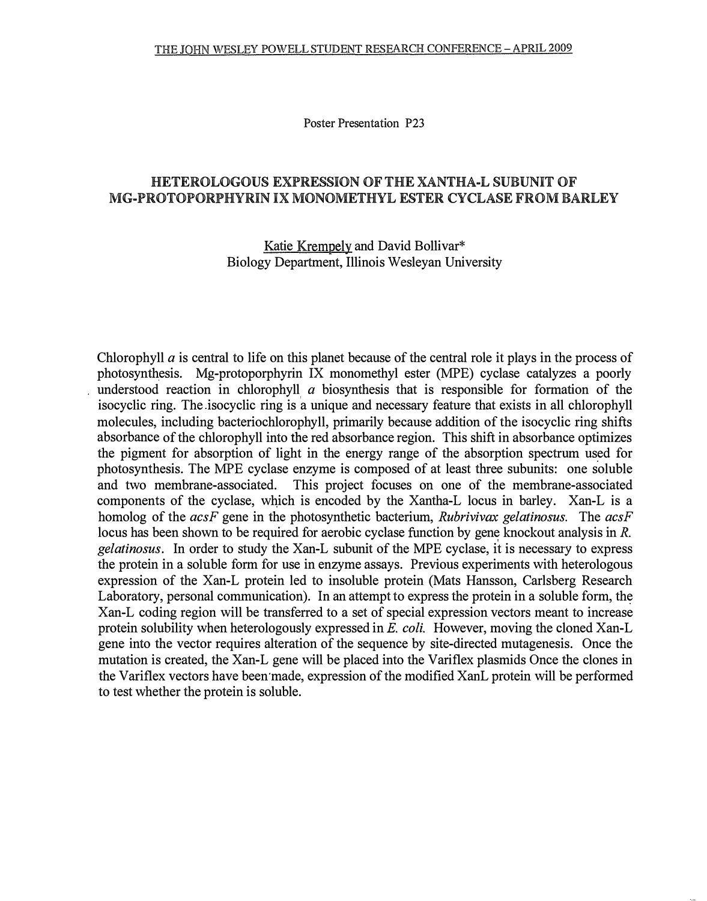Poster Presentation P23

# HETEROLOGOUS EXPRESSION OF THE XANTHA-L SUBUNIT OF MG-PROTOPORPHYRIN IX MONOMETHYL ESTER CYCLASE FROM BARLEY

<u>Katie Krempely</u> and David Bollivar*
Biology Department, Illinois Wesleyan University

Chlorophyll *a* is central to life on this planet because of the central role it plays in the process of photosynthesis. Mg-protoporphyrin IX monomethyl ester (MPE) cyclase catalyzes a poorly understood reaction in chlorophyll *a* biosynthesis that is responsible for formation of the isocyclic ring. The isocyclic ring is a unique and necessary feature that exists in all chlorophyll molecules, including bacteriochlorophyll, primarily because addition of the isocyclic ring shifts absorbance of the chlorophyll into the red absorbance region. This shift in absorbance optimizes the pigment for absorption of light in the energy range of the absorption spectrum used for photosynthesis. The MPE cyclase enzyme is composed of at least three subunits: one soluble and two membrane-associated. This project focuses on one of the membrane-associated components of the cyclase, which is encoded by the Xantha-L locus in barley. Xan-L is a homolog of the *acsF* gene in the photosynthetic bacterium, *Rubrivivax gelatinosus*. The *acsF* locus has been shown to be required for aerobic cyclase function by gene knockout analysis in *R. gelatinosus*. In order to study the Xan-L subunit of the MPE cyclase, it is necessary to express the protein in a soluble form for use in enzyme assays. Previous experiments with heterologous expression of the Xan-L protein led to insoluble protein (Mats Hansson, Carlsberg Research Laboratory, personal communication). In an attempt to express the protein in a soluble form, the Xan-L coding region will be transferred to a set of special expression vectors meant to increase protein solubility when heterologously expressed in *E. coli.* However, moving the cloned Xan-L gene into the vector requires alteration of the sequence by site-directed mutagenesis. Once the mutation is created, the Xan-L gene will be placed into the Variflex plasmids Once the clones in the Variflex vectors have been made, expression of the modified XanL protein will be performed to test whether the protein is soluble.